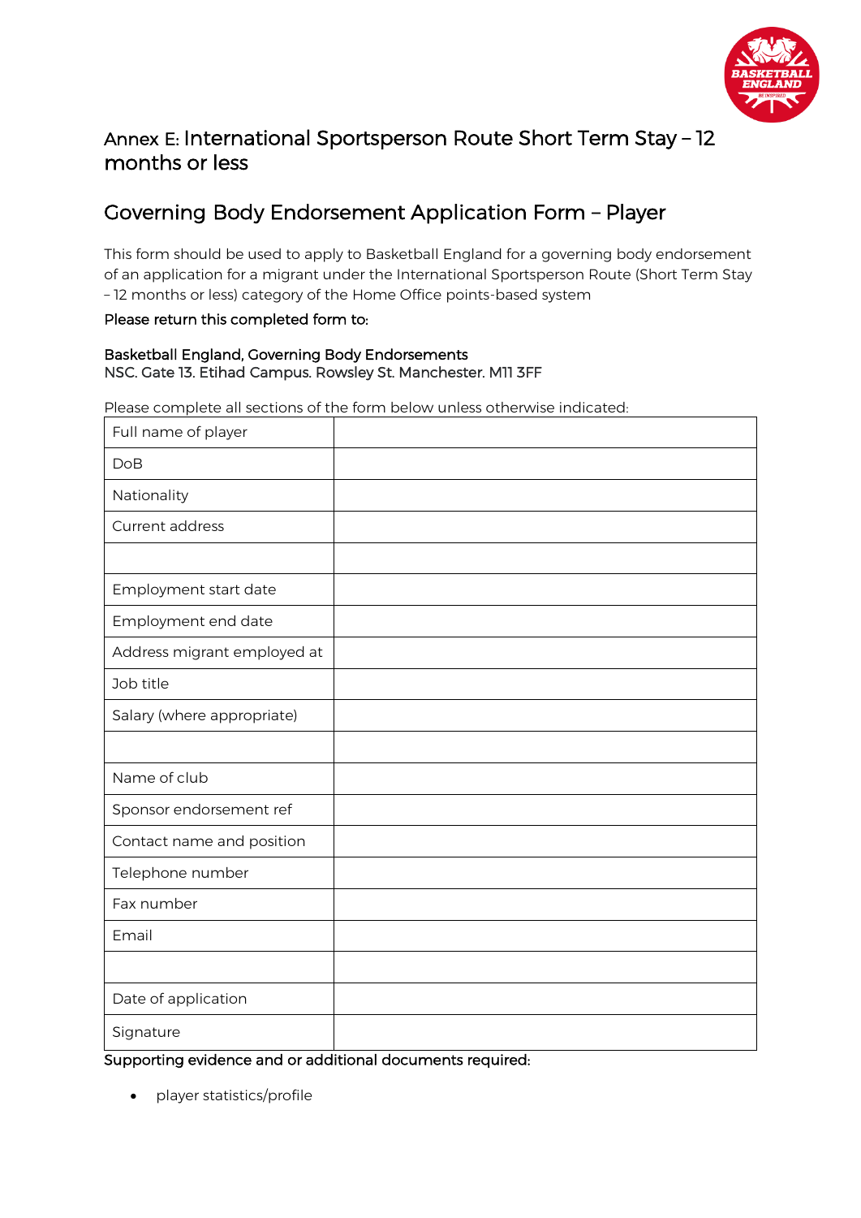# Annex E: International Sportsperson Route Short Term Stay – 12 months or less

## Governing Body Endorsement Application Form – Player

This form should be used to apply to Basketball England for a governing body endorsement of an application for a migrant under the International Sportsperson Route (Short Term Stay – 12 months or less) category of the Home Office points-based system

Please return this completed form to:

Basketball England, Governing Body Endorsements
NSC. Gate 13. Etihad Campus. Rowsley St. Manchester. M11 3FF

Please complete all sections of the form below unless otherwise indicated:

| | |
|---|---|
| Full name of player | |
| DoB | |
| Nationality | |
| Current address | |
| | |
| Employment start date | |
| Employment end date | |
| Address migrant employed at | |
| Job title | |
| Salary (where appropriate) | |
| | |
| Name of club | |
| Sponsor endorsement ref | |
| Contact name and position | |
| Telephone number | |
| Fax number | |
| Email | |
| | |
| Date of application | |
| Signature | |

Supporting evidence and or additional documents required:

- player statistics/profile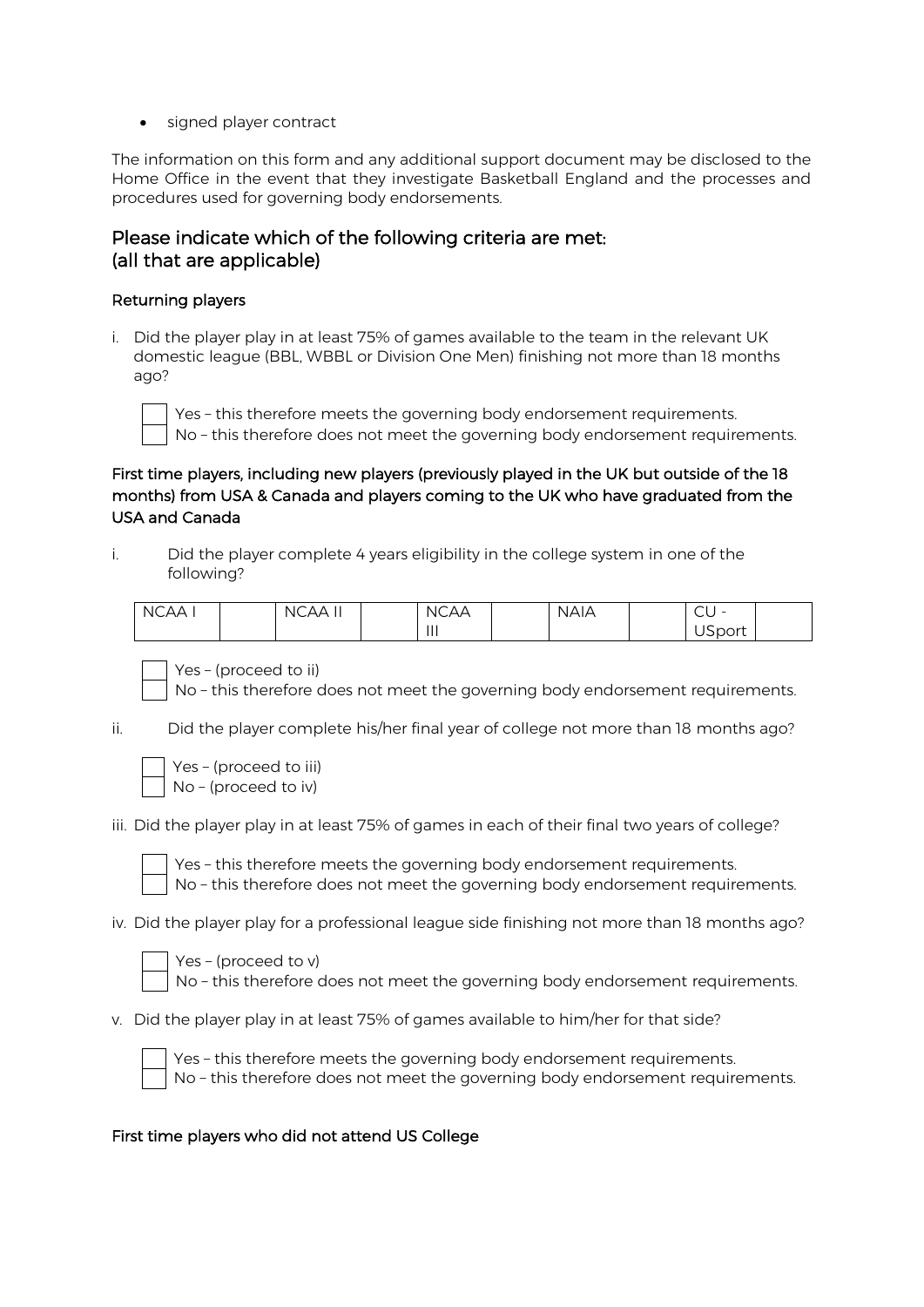- signed player contract

The information on this form and any additional support document may be disclosed to the Home Office in the event that they investigate Basketball England and the processes and procedures used for governing body endorsements.

## Please indicate which of the following criteria are met: (all that are applicable)

### Returning players

i. Did the player play in at least 75% of games available to the team in the relevant UK domestic league (BBL, WBBL or Division One Men) finishing not more than 18 months ago?

- [ ] Yes – this therefore meets the governing body endorsement requirements.
- [ ] No – this therefore does not meet the governing body endorsement requirements.

### First time players, including new players (previously played in the UK but outside of the 18 months) from USA & Canada and players coming to the UK who have graduated from the USA and Canada

i. Did the player complete 4 years eligibility in the college system in one of the following?

| NCAA I | | NCAA II | | NCAA III | | NAIA | | CU - USport | |
|---|---|---|---|---|---|---|---|---|---|

- [ ] Yes – (proceed to ii)
- [ ] No – this therefore does not meet the governing body endorsement requirements.

ii. Did the player complete his/her final year of college not more than 18 months ago?

- [ ] Yes – (proceed to iii)
- [ ] No – (proceed to iv)

iii. Did the player play in at least 75% of games in each of their final two years of college?

- [ ] Yes – this therefore meets the governing body endorsement requirements.
- [ ] No – this therefore does not meet the governing body endorsement requirements.

iv. Did the player play for a professional league side finishing not more than 18 months ago?

- [ ] Yes – (proceed to v)
- [ ] No – this therefore does not meet the governing body endorsement requirements.

v. Did the player play in at least 75% of games available to him/her for that side?

- [ ] Yes – this therefore meets the governing body endorsement requirements.
- [ ] No – this therefore does not meet the governing body endorsement requirements.

### First time players who did not attend US College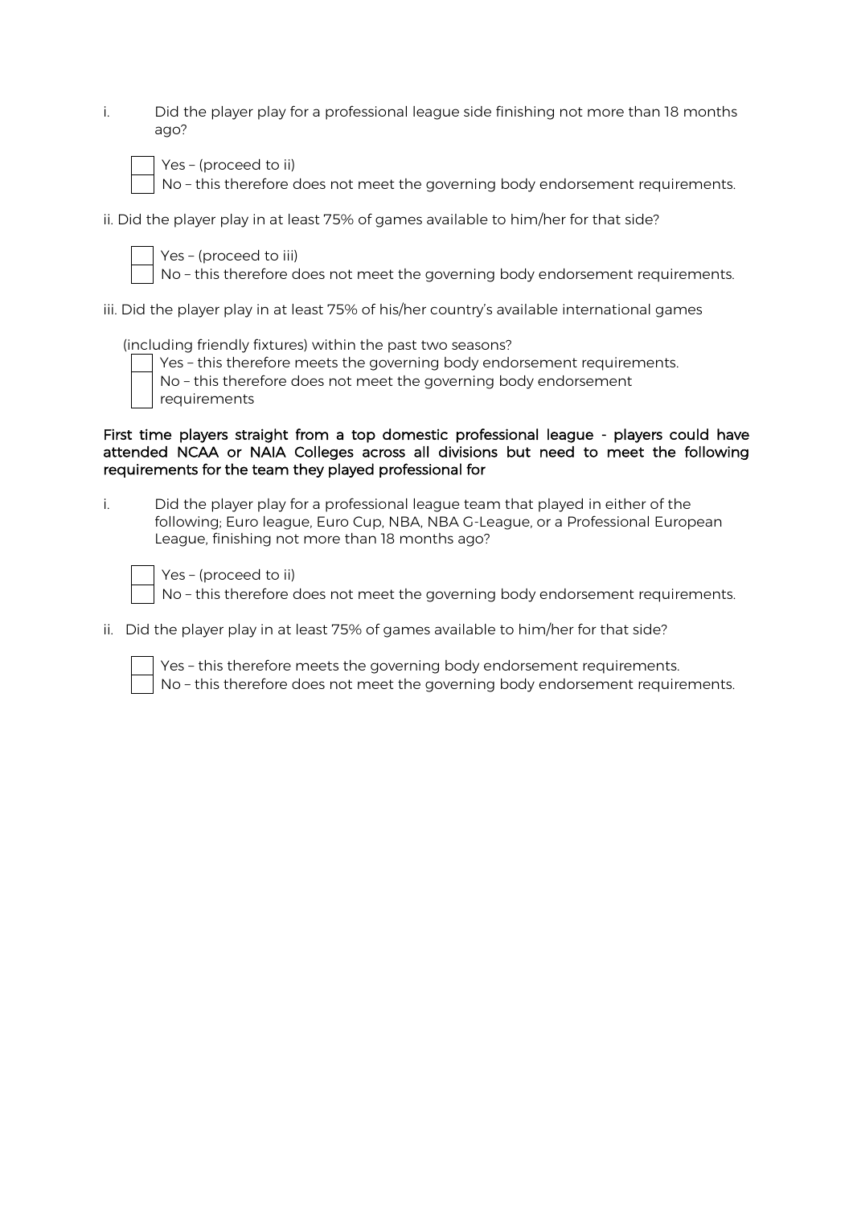i. Did the player play for a professional league side finishing not more than 18 months ago?

- [ ] Yes – (proceed to ii)
- [ ] No – this therefore does not meet the governing body endorsement requirements.

ii. Did the player play in at least 75% of games available to him/her for that side?

- [ ] Yes – (proceed to iii)
- [ ] No – this therefore does not meet the governing body endorsement requirements.

iii. Did the player play in at least 75% of his/her country's available international games (including friendly fixtures) within the past two seasons?

- [ ] Yes – this therefore meets the governing body endorsement requirements.
- [ ] No – this therefore does not meet the governing body endorsement requirements

**First time players straight from a top domestic professional league - players could have attended NCAA or NAIA Colleges across all divisions but need to meet the following requirements for the team they played professional for**

i. Did the player play for a professional league team that played in either of the following; Euro league, Euro Cup, NBA, NBA G-League, or a Professional European League, finishing not more than 18 months ago?

- [ ] Yes – (proceed to ii)
- [ ] No – this therefore does not meet the governing body endorsement requirements.

ii. Did the player play in at least 75% of games available to him/her for that side?

- [ ] Yes – this therefore meets the governing body endorsement requirements.
- [ ] No – this therefore does not meet the governing body endorsement requirements.